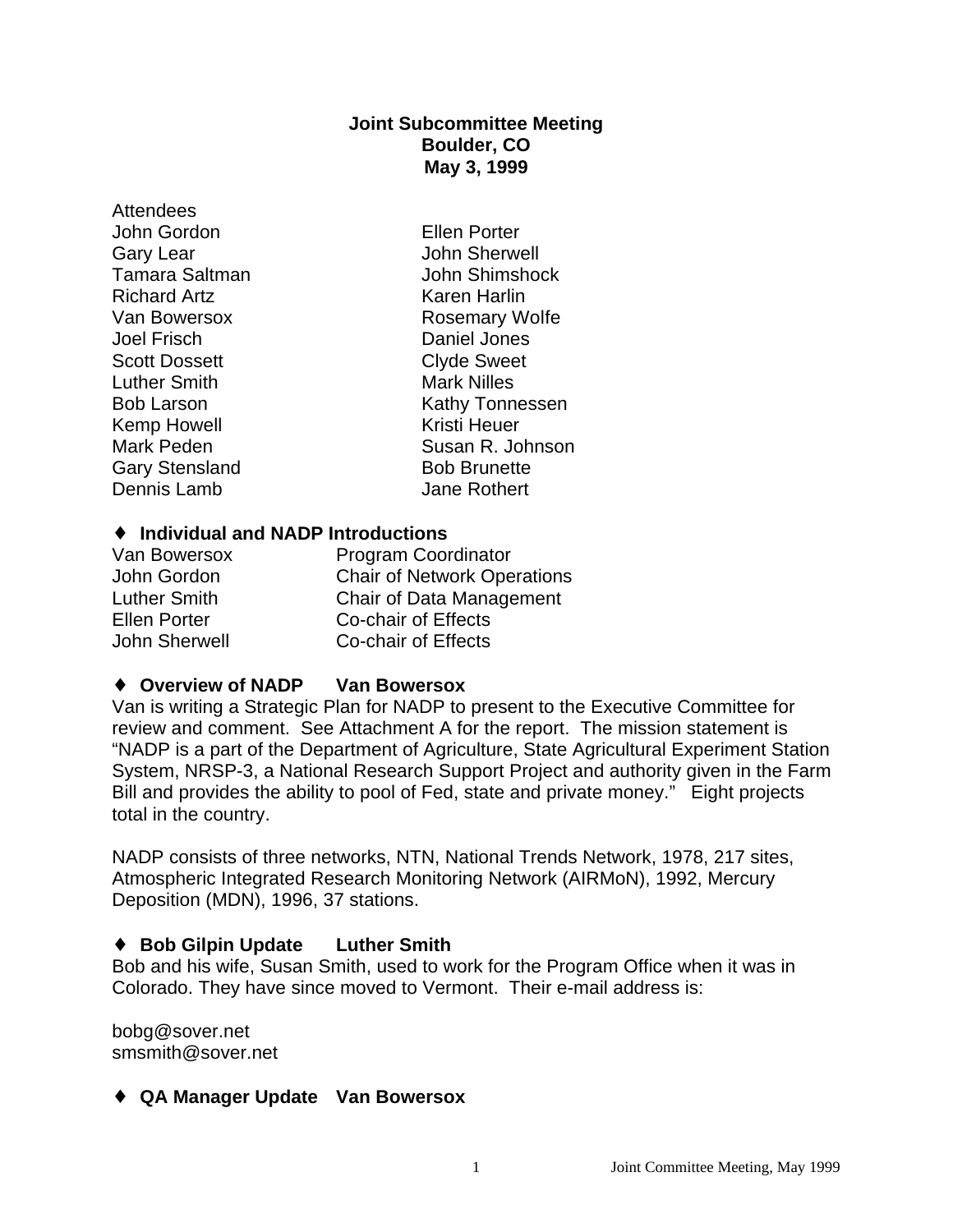**Joint Subcommittee Meeting**
**Boulder, CO**
**May 3, 1999**

Attendees

| | |
|---|---|
| John Gordon | Ellen Porter |
| Gary Lear | John Sherwell |
| Tamara Saltman | John Shimshock |
| Richard Artz | Karen Harlin |
| Van Bowersox | Rosemary Wolfe |
| Joel Frisch | Daniel Jones |
| Scott Dossett | Clyde Sweet |
| Luther Smith | Mark Nilles |
| Bob Larson | Kathy Tonnessen |
| Kemp Howell | Kristi Heuer |
| Mark Peden | Susan R. Johnson |
| Gary Stensland | Bob Brunette |
| Dennis Lamb | Jane Rothert |

## ♦ Individual and NADP Introductions

| | |
|---|---|
| Van Bowersox | Program Coordinator |
| John Gordon | Chair of Network Operations |
| Luther Smith | Chair of Data Management |
| Ellen Porter | Co-chair of Effects |
| John Sherwell | Co-chair of Effects |

## ♦ Overview of NADP  Van Bowersox

Van is writing a Strategic Plan for NADP to present to the Executive Committee for review and comment. See Attachment A for the report. The mission statement is "NADP is a part of the Department of Agriculture, State Agricultural Experiment Station System, NRSP-3, a National Research Support Project and authority given in the Farm Bill and provides the ability to pool of Fed, state and private money." Eight projects total in the country.

NADP consists of three networks, NTN, National Trends Network, 1978, 217 sites, Atmospheric Integrated Research Monitoring Network (AIRMoN), 1992, Mercury Deposition (MDN), 1996, 37 stations.

## ♦ Bob Gilpin Update  Luther Smith

Bob and his wife, Susan Smith, used to work for the Program Office when it was in Colorado. They have since moved to Vermont. Their e-mail address is:

bobg@sover.net
smsmith@sover.net

## ♦ QA Manager Update  Van Bowersox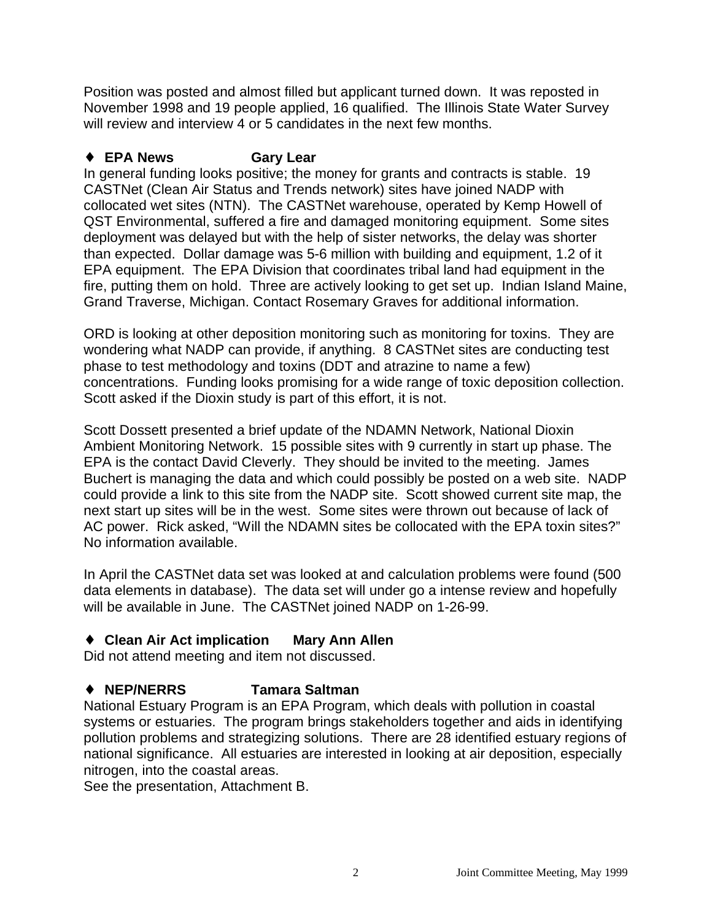Position was posted and almost filled but applicant turned down. It was reposted in November 1998 and 19 people applied, 16 qualified. The Illinois State Water Survey will review and interview 4 or 5 candidates in the next few months.

- **EPA News Gary Lear**

In general funding looks positive; the money for grants and contracts is stable. 19 CASTNet (Clean Air Status and Trends network) sites have joined NADP with collocated wet sites (NTN). The CASTNet warehouse, operated by Kemp Howell of QST Environmental, suffered a fire and damaged monitoring equipment. Some sites deployment was delayed but with the help of sister networks, the delay was shorter than expected. Dollar damage was 5-6 million with building and equipment, 1.2 of it EPA equipment. The EPA Division that coordinates tribal land had equipment in the fire, putting them on hold. Three are actively looking to get set up. Indian Island Maine, Grand Traverse, Michigan. Contact Rosemary Graves for additional information.

ORD is looking at other deposition monitoring such as monitoring for toxins. They are wondering what NADP can provide, if anything. 8 CASTNet sites are conducting test phase to test methodology and toxins (DDT and atrazine to name a few) concentrations. Funding looks promising for a wide range of toxic deposition collection. Scott asked if the Dioxin study is part of this effort, it is not.

Scott Dossett presented a brief update of the NDAMN Network, National Dioxin Ambient Monitoring Network. 15 possible sites with 9 currently in start up phase. The EPA is the contact David Cleverly. They should be invited to the meeting. James Buchert is managing the data and which could possibly be posted on a web site. NADP could provide a link to this site from the NADP site. Scott showed current site map, the next start up sites will be in the west. Some sites were thrown out because of lack of AC power. Rick asked, "Will the NDAMN sites be collocated with the EPA toxin sites?" No information available.

In April the CASTNet data set was looked at and calculation problems were found (500 data elements in database). The data set will under go a intense review and hopefully will be available in June. The CASTNet joined NADP on 1-26-99.

- **Clean Air Act implication Mary Ann Allen**

Did not attend meeting and item not discussed.

- **NEP/NERRS Tamara Saltman**

National Estuary Program is an EPA Program, which deals with pollution in coastal systems or estuaries. The program brings stakeholders together and aids in identifying pollution problems and strategizing solutions. There are 28 identified estuary regions of national significance. All estuaries are interested in looking at air deposition, especially nitrogen, into the coastal areas.
See the presentation, Attachment B.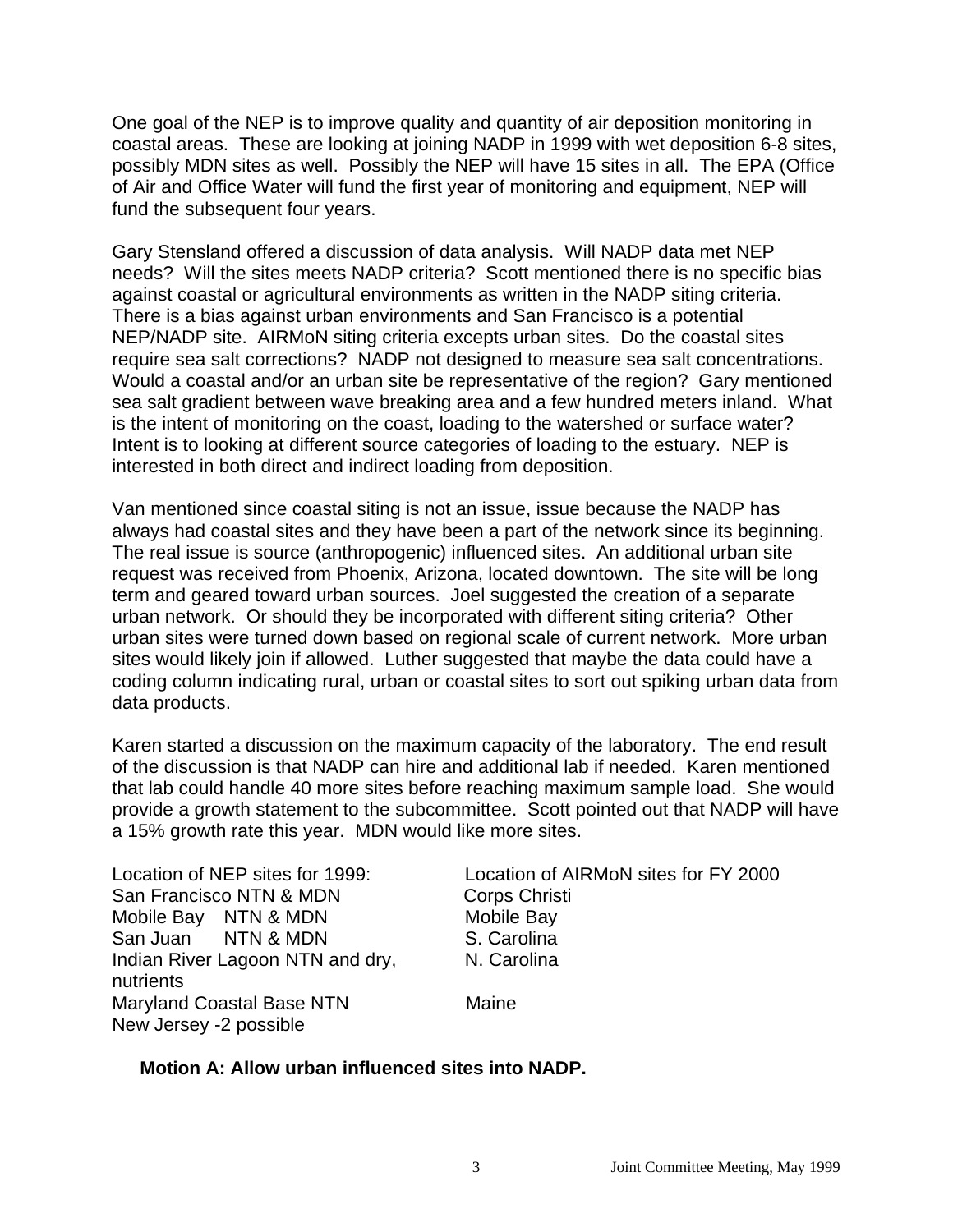One goal of the NEP is to improve quality and quantity of air deposition monitoring in coastal areas. These are looking at joining NADP in 1999 with wet deposition 6-8 sites, possibly MDN sites as well. Possibly the NEP will have 15 sites in all. The EPA (Office of Air and Office Water will fund the first year of monitoring and equipment, NEP will fund the subsequent four years.

Gary Stensland offered a discussion of data analysis. Will NADP data met NEP needs? Will the sites meets NADP criteria? Scott mentioned there is no specific bias against coastal or agricultural environments as written in the NADP siting criteria. There is a bias against urban environments and San Francisco is a potential NEP/NADP site. AIRMoN siting criteria excepts urban sites. Do the coastal sites require sea salt corrections? NADP not designed to measure sea salt concentrations. Would a coastal and/or an urban site be representative of the region? Gary mentioned sea salt gradient between wave breaking area and a few hundred meters inland. What is the intent of monitoring on the coast, loading to the watershed or surface water? Intent is to looking at different source categories of loading to the estuary. NEP is interested in both direct and indirect loading from deposition.

Van mentioned since coastal siting is not an issue, issue because the NADP has always had coastal sites and they have been a part of the network since its beginning. The real issue is source (anthropogenic) influenced sites. An additional urban site request was received from Phoenix, Arizona, located downtown. The site will be long term and geared toward urban sources. Joel suggested the creation of a separate urban network. Or should they be incorporated with different siting criteria? Other urban sites were turned down based on regional scale of current network. More urban sites would likely join if allowed. Luther suggested that maybe the data could have a coding column indicating rural, urban or coastal sites to sort out spiking urban data from data products.

Karen started a discussion on the maximum capacity of the laboratory. The end result of the discussion is that NADP can hire and additional lab if needed. Karen mentioned that lab could handle 40 more sites before reaching maximum sample load. She would provide a growth statement to the subcommittee. Scott pointed out that NADP will have a 15% growth rate this year. MDN would like more sites.

| Location of NEP sites for 1999: | Location of AIRMoN sites for FY 2000 |
| --- | --- |
| San Francisco NTN & MDN | Corps Christi |
| Mobile Bay NTN & MDN | Mobile Bay |
| San Juan NTN & MDN | S. Carolina |
| Indian River Lagoon NTN and dry, nutrients | N. Carolina |
| Maryland Coastal Base NTN | Maine |
| New Jersey -2 possible | |

**Motion A: Allow urban influenced sites into NADP.**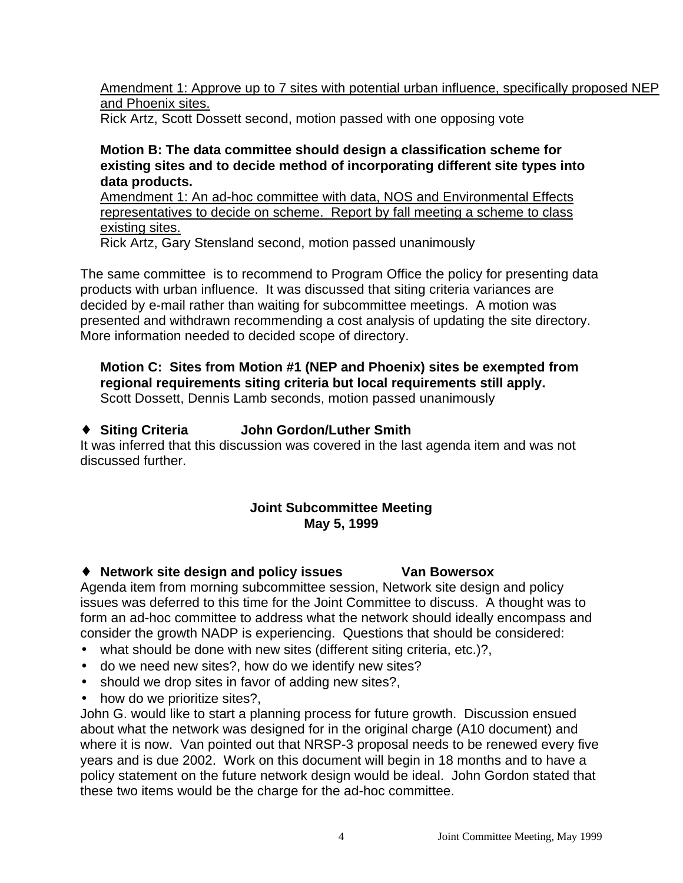<u>Amendment 1: Approve up to 7 sites with potential urban influence, specifically proposed NEP and Phoenix sites.</u>
Rick Artz, Scott Dossett second, motion passed with one opposing vote

**Motion B: The data committee should design a classification scheme for existing sites and to decide method of incorporating different site types into data products.**
<u>Amendment 1: An ad-hoc committee with data, NOS and Environmental Effects representatives to decide on scheme. Report by fall meeting a scheme to class existing sites.</u>
Rick Artz, Gary Stensland second, motion passed unanimously

The same committee is to recommend to Program Office the policy for presenting data products with urban influence. It was discussed that siting criteria variances are decided by e-mail rather than waiting for subcommittee meetings. A motion was presented and withdrawn recommending a cost analysis of updating the site directory. More information needed to decided scope of directory.

**Motion C: Sites from Motion #1 (NEP and Phoenix) sites be exempted from regional requirements siting criteria but local requirements still apply.**
Scott Dossett, Dennis Lamb seconds, motion passed unanimously

♦ **Siting Criteria John Gordon/Luther Smith**
It was inferred that this discussion was covered in the last agenda item and was not discussed further.

## Joint Subcommittee Meeting
## May 5, 1999

♦ **Network site design and policy issues Van Bowersox**
Agenda item from morning subcommittee session, Network site design and policy issues was deferred to this time for the Joint Committee to discuss. A thought was to form an ad-hoc committee to address what the network should ideally encompass and consider the growth NADP is experiencing. Questions that should be considered:

- what should be done with new sites (different siting criteria, etc.)?,
- do we need new sites?, how do we identify new sites?
- should we drop sites in favor of adding new sites?,
- how do we prioritize sites?,

John G. would like to start a planning process for future growth. Discussion ensued about what the network was designed for in the original charge (A10 document) and where it is now. Van pointed out that NRSP-3 proposal needs to be renewed every five years and is due 2002. Work on this document will begin in 18 months and to have a policy statement on the future network design would be ideal. John Gordon stated that these two items would be the charge for the ad-hoc committee.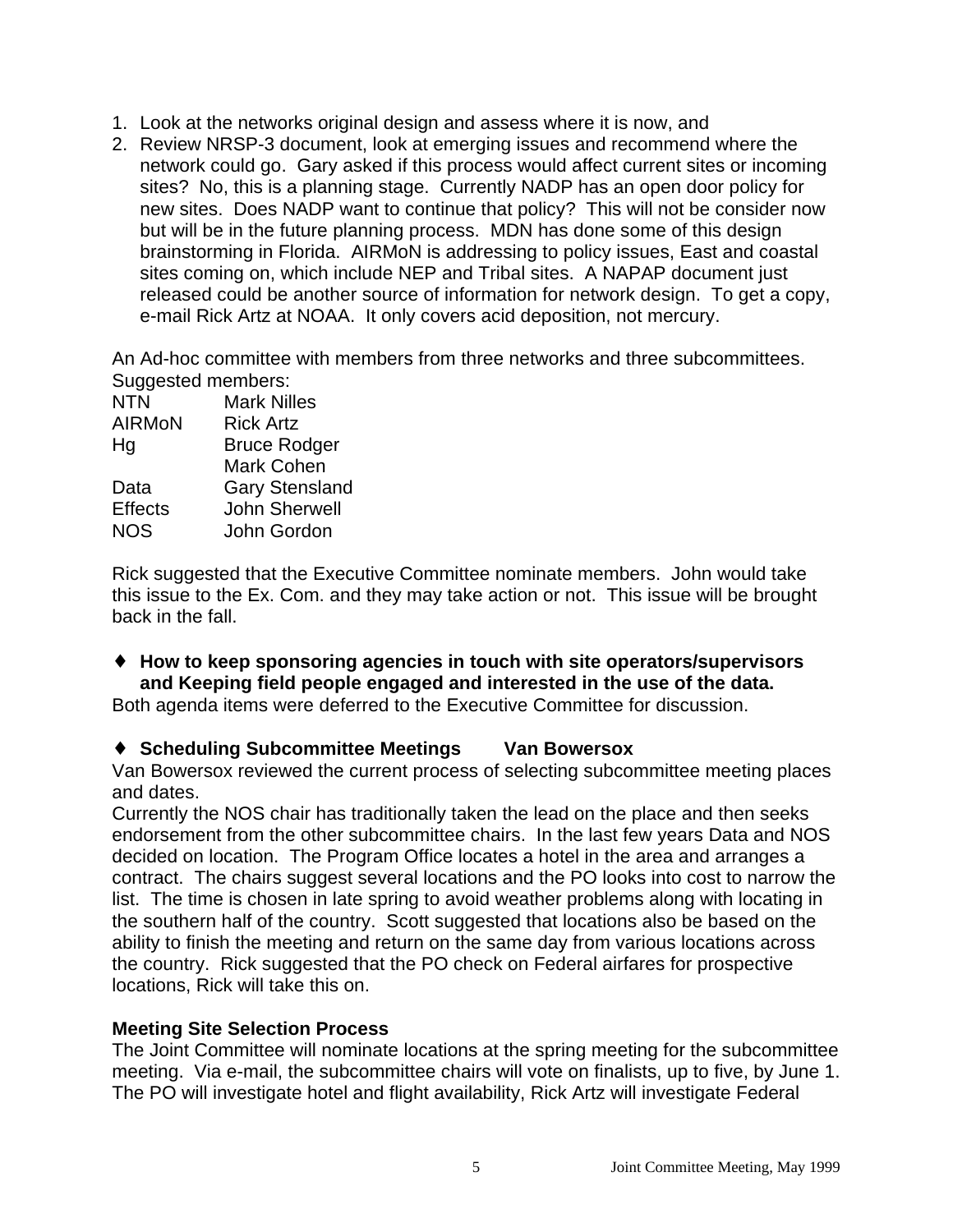1. Look at the networks original design and assess where it is now, and
2. Review NRSP-3 document, look at emerging issues and recommend where the network could go. Gary asked if this process would affect current sites or incoming sites? No, this is a planning stage. Currently NADP has an open door policy for new sites. Does NADP want to continue that policy? This will not be consider now but will be in the future planning process. MDN has done some of this design brainstorming in Florida. AIRMoN is addressing to policy issues, East and coastal sites coming on, which include NEP and Tribal sites. A NAPAP document just released could be another source of information for network design. To get a copy, e-mail Rick Artz at NOAA. It only covers acid deposition, not mercury.

An Ad-hoc committee with members from three networks and three subcommittees. Suggested members:

| | |
|---|---|
| NTN | Mark Nilles |
| AIRMoN | Rick Artz |
| Hg | Bruce Rodger |
| | Mark Cohen |
| Data | Gary Stensland |
| Effects | John Sherwell |
| NOS | John Gordon |

Rick suggested that the Executive Committee nominate members. John would take this issue to the Ex. Com. and they may take action or not. This issue will be brought back in the fall.

- **How to keep sponsoring agencies in touch with site operators/supervisors and Keeping field people engaged and interested in the use of the data.**

Both agenda items were deferred to the Executive Committee for discussion.

- **Scheduling Subcommittee Meetings Van Bowersox**

Van Bowersox reviewed the current process of selecting subcommittee meeting places and dates.

Currently the NOS chair has traditionally taken the lead on the place and then seeks endorsement from the other subcommittee chairs. In the last few years Data and NOS decided on location. The Program Office locates a hotel in the area and arranges a contract. The chairs suggest several locations and the PO looks into cost to narrow the list. The time is chosen in late spring to avoid weather problems along with locating in the southern half of the country. Scott suggested that locations also be based on the ability to finish the meeting and return on the same day from various locations across the country. Rick suggested that the PO check on Federal airfares for prospective locations, Rick will take this on.

**Meeting Site Selection Process**

The Joint Committee will nominate locations at the spring meeting for the subcommittee meeting. Via e-mail, the subcommittee chairs will vote on finalists, up to five, by June 1. The PO will investigate hotel and flight availability, Rick Artz will investigate Federal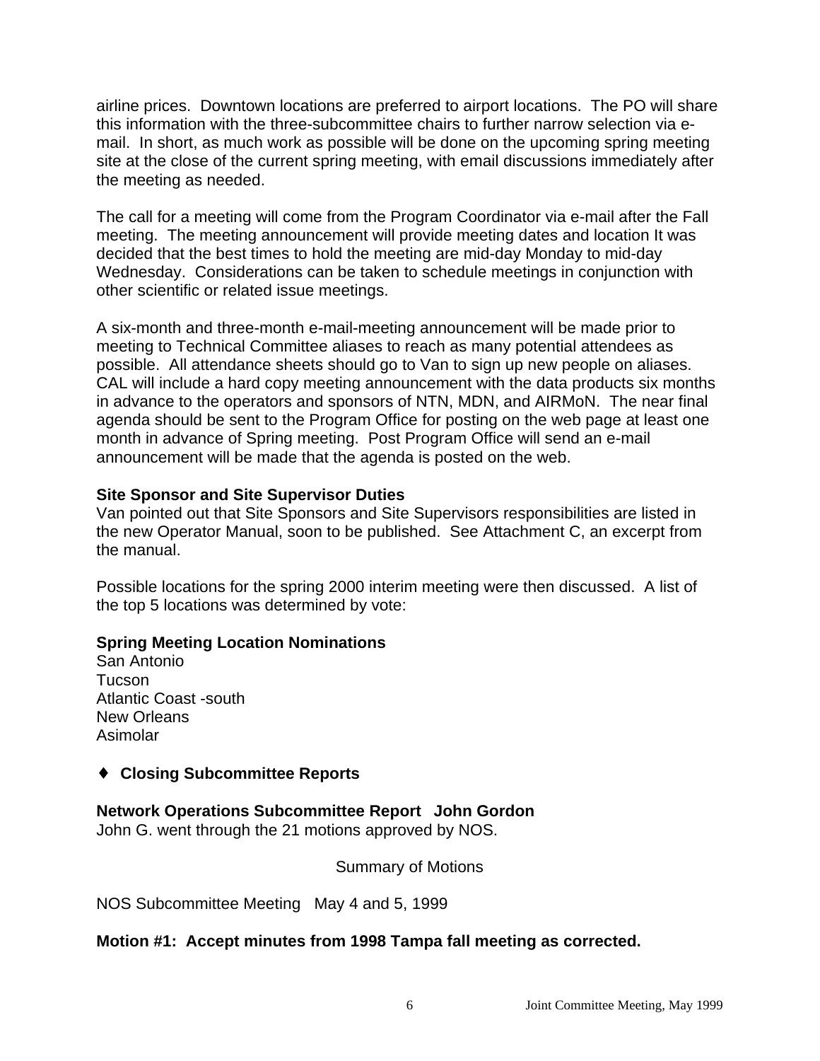airline prices. Downtown locations are preferred to airport locations. The PO will share this information with the three-subcommittee chairs to further narrow selection via e-mail. In short, as much work as possible will be done on the upcoming spring meeting site at the close of the current spring meeting, with email discussions immediately after the meeting as needed.

The call for a meeting will come from the Program Coordinator via e-mail after the Fall meeting. The meeting announcement will provide meeting dates and location It was decided that the best times to hold the meeting are mid-day Monday to mid-day Wednesday. Considerations can be taken to schedule meetings in conjunction with other scientific or related issue meetings.

A six-month and three-month e-mail-meeting announcement will be made prior to meeting to Technical Committee aliases to reach as many potential attendees as possible. All attendance sheets should go to Van to sign up new people on aliases. CAL will include a hard copy meeting announcement with the data products six months in advance to the operators and sponsors of NTN, MDN, and AIRMoN. The near final agenda should be sent to the Program Office for posting on the web page at least one month in advance of Spring meeting. Post Program Office will send an e-mail announcement will be made that the agenda is posted on the web.

**Site Sponsor and Site Supervisor Duties**
Van pointed out that Site Sponsors and Site Supervisors responsibilities are listed in the new Operator Manual, soon to be published. See Attachment C, an excerpt from the manual.

Possible locations for the spring 2000 interim meeting were then discussed. A list of the top 5 locations was determined by vote:

**Spring Meeting Location Nominations**
San Antonio
Tucson
Atlantic Coast -south
New Orleans
Asimolar

- **Closing Subcommittee Reports**

**Network Operations Subcommittee Report John Gordon**
John G. went through the 21 motions approved by NOS.

Summary of Motions

NOS Subcommittee Meeting May 4 and 5, 1999

**Motion #1: Accept minutes from 1998 Tampa fall meeting as corrected.**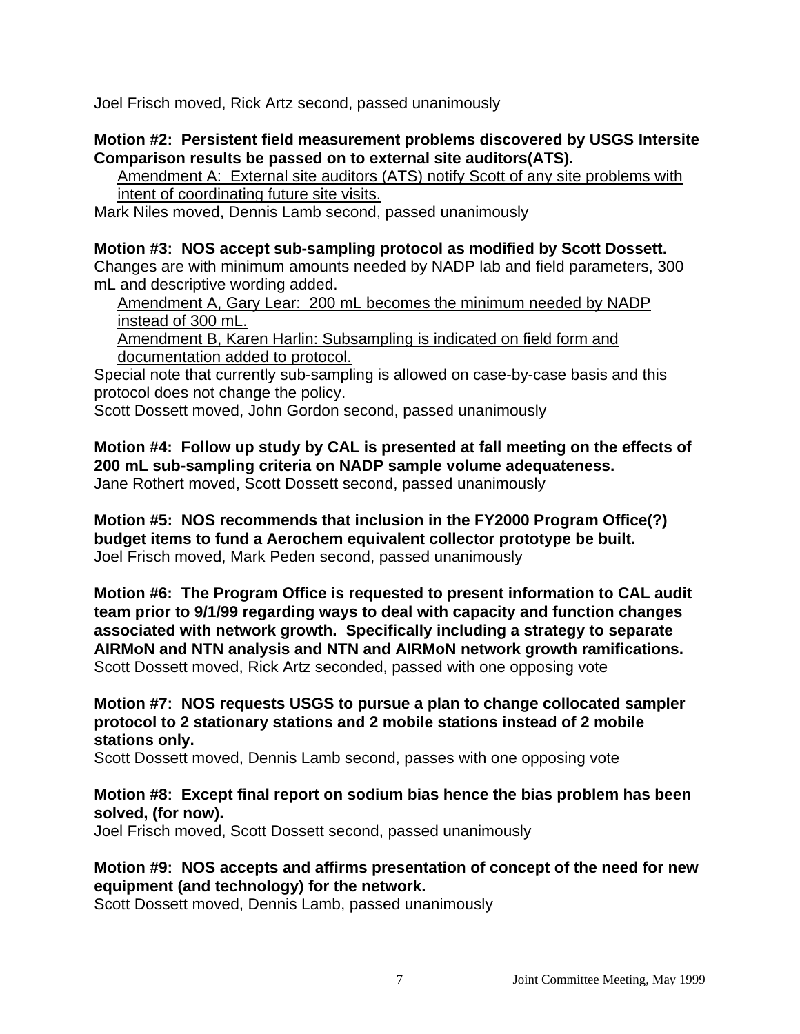Joel Frisch moved, Rick Artz second, passed unanimously

**Motion #2: Persistent field measurement problems discovered by USGS Intersite Comparison results be passed on to external site auditors(ATS).**

<u>Amendment A: External site auditors (ATS) notify Scott of any site problems with intent of coordinating future site visits.</u>

Mark Niles moved, Dennis Lamb second, passed unanimously

**Motion #3: NOS accept sub-sampling protocol as modified by Scott Dossett.**
Changes are with minimum amounts needed by NADP lab and field parameters, 300 mL and descriptive wording added.

<u>Amendment A, Gary Lear: 200 mL becomes the minimum needed by NADP instead of 300 mL.</u>

<u>Amendment B, Karen Harlin: Subsampling is indicated on field form and documentation added to protocol.</u>

Special note that currently sub-sampling is allowed on case-by-case basis and this protocol does not change the policy.
Scott Dossett moved, John Gordon second, passed unanimously

**Motion #4: Follow up study by CAL is presented at fall meeting on the effects of 200 mL sub-sampling criteria on NADP sample volume adequateness.**
Jane Rothert moved, Scott Dossett second, passed unanimously

**Motion #5: NOS recommends that inclusion in the FY2000 Program Office(?) budget items to fund a Aerochem equivalent collector prototype be built.**
Joel Frisch moved, Mark Peden second, passed unanimously

**Motion #6: The Program Office is requested to present information to CAL audit team prior to 9/1/99 regarding ways to deal with capacity and function changes associated with network growth. Specifically including a strategy to separate AIRMoN and NTN analysis and NTN and AIRMoN network growth ramifications.**
Scott Dossett moved, Rick Artz seconded, passed with one opposing vote

**Motion #7: NOS requests USGS to pursue a plan to change collocated sampler protocol to 2 stationary stations and 2 mobile stations instead of 2 mobile stations only.**
Scott Dossett moved, Dennis Lamb second, passes with one opposing vote

**Motion #8: Except final report on sodium bias hence the bias problem has been solved, (for now).**
Joel Frisch moved, Scott Dossett second, passed unanimously

**Motion #9: NOS accepts and affirms presentation of concept of the need for new equipment (and technology) for the network.**
Scott Dossett moved, Dennis Lamb, passed unanimously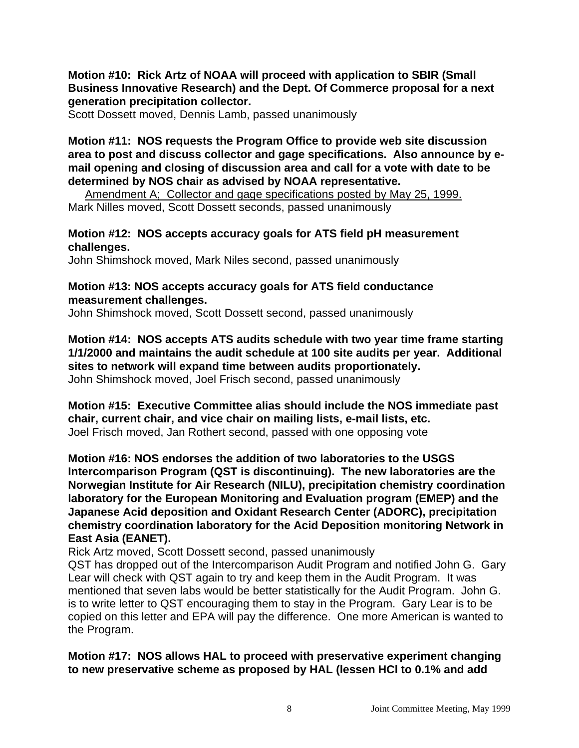**Motion #10: Rick Artz of NOAA will proceed with application to SBIR (Small Business Innovative Research) and the Dept. Of Commerce proposal for a next generation precipitation collector.**
Scott Dossett moved, Dennis Lamb, passed unanimously

**Motion #11: NOS requests the Program Office to provide web site discussion area to post and discuss collector and gage specifications. Also announce by e-mail opening and closing of discussion area and call for a vote with date to be determined by NOS chair as advised by NOAA representative.**
<u>Amendment A; Collector and gage specifications posted by May 25, 1999.</u>
Mark Nilles moved, Scott Dossett seconds, passed unanimously

**Motion #12: NOS accepts accuracy goals for ATS field pH measurement challenges.**
John Shimshock moved, Mark Niles second, passed unanimously

**Motion #13: NOS accepts accuracy goals for ATS field conductance measurement challenges.**
John Shimshock moved, Scott Dossett second, passed unanimously

**Motion #14: NOS accepts ATS audits schedule with two year time frame starting 1/1/2000 and maintains the audit schedule at 100 site audits per year. Additional sites to network will expand time between audits proportionately.**
John Shimshock moved, Joel Frisch second, passed unanimously

**Motion #15: Executive Committee alias should include the NOS immediate past chair, current chair, and vice chair on mailing lists, e-mail lists, etc.**
Joel Frisch moved, Jan Rothert second, passed with one opposing vote

**Motion #16: NOS endorses the addition of two laboratories to the USGS Intercomparison Program (QST is discontinuing). The new laboratories are the Norwegian Institute for Air Research (NILU), precipitation chemistry coordination laboratory for the European Monitoring and Evaluation program (EMEP) and the Japanese Acid deposition and Oxidant Research Center (ADORC), precipitation chemistry coordination laboratory for the Acid Deposition monitoring Network in East Asia (EANET).**
Rick Artz moved, Scott Dossett second, passed unanimously
QST has dropped out of the Intercomparison Audit Program and notified John G. Gary Lear will check with QST again to try and keep them in the Audit Program. It was mentioned that seven labs would be better statistically for the Audit Program. John G. is to write letter to QST encouraging them to stay in the Program. Gary Lear is to be copied on this letter and EPA will pay the difference. One more American is wanted to the Program.

**Motion #17: NOS allows HAL to proceed with preservative experiment changing to new preservative scheme as proposed by HAL (lessen HCl to 0.1% and add**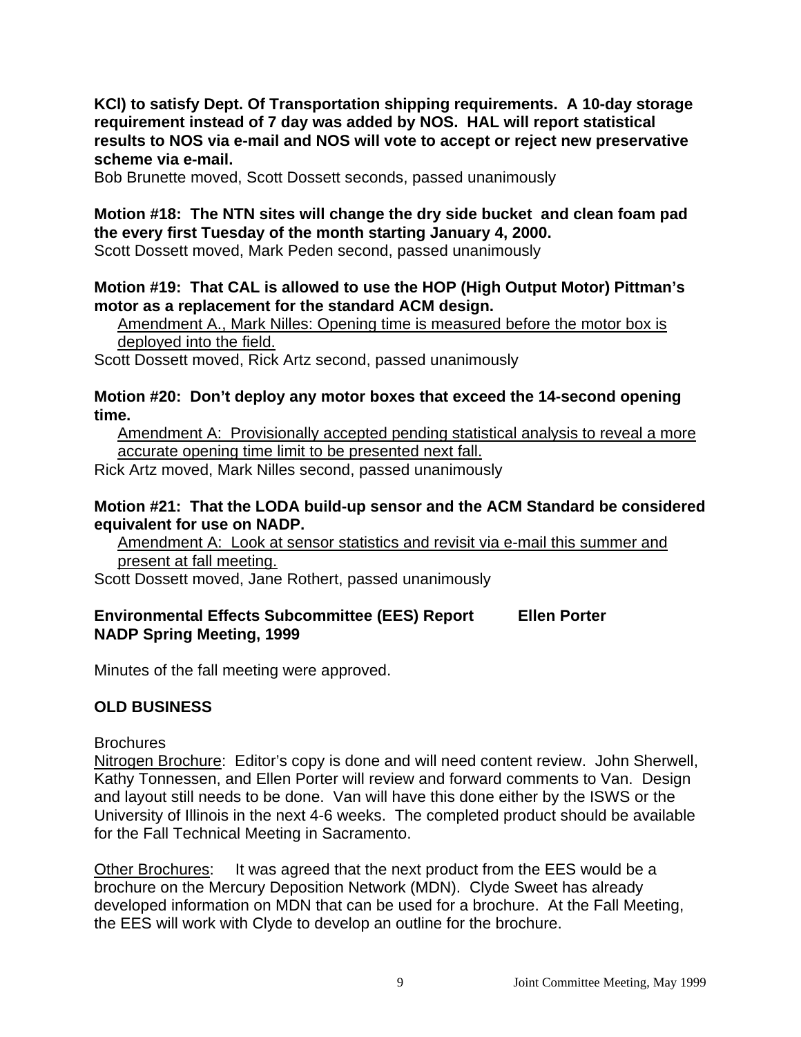**KCl) to satisfy Dept. Of Transportation shipping requirements. A 10-day storage requirement instead of 7 day was added by NOS. HAL will report statistical results to NOS via e-mail and NOS will vote to accept or reject new preservative scheme via e-mail.**
Bob Brunette moved, Scott Dossett seconds, passed unanimously

**Motion #18: The NTN sites will change the dry side bucket and clean foam pad the every first Tuesday of the month starting January 4, 2000.**
Scott Dossett moved, Mark Peden second, passed unanimously

**Motion #19: That CAL is allowed to use the HOP (High Output Motor) Pittman's motor as a replacement for the standard ACM design.**

<u>Amendment A., Mark Nilles: Opening time is measured before the motor box is deployed into the field.</u>

Scott Dossett moved, Rick Artz second, passed unanimously

**Motion #20: Don't deploy any motor boxes that exceed the 14-second opening time.**

<u>Amendment A: Provisionally accepted pending statistical analysis to reveal a more accurate opening time limit to be presented next fall.</u>

Rick Artz moved, Mark Nilles second, passed unanimously

**Motion #21: That the LODA build-up sensor and the ACM Standard be considered equivalent for use on NADP.**

<u>Amendment A: Look at sensor statistics and revisit via e-mail this summer and present at fall meeting.</u>

Scott Dossett moved, Jane Rothert, passed unanimously

**Environmental Effects Subcommittee (EES) Report Ellen Porter**
**NADP Spring Meeting, 1999**

Minutes of the fall meeting were approved.

## OLD BUSINESS

Brochures

<u>Nitrogen Brochure</u>: Editor's copy is done and will need content review. John Sherwell, Kathy Tonnessen, and Ellen Porter will review and forward comments to Van. Design and layout still needs to be done. Van will have this done either by the ISWS or the University of Illinois in the next 4-6 weeks. The completed product should be available for the Fall Technical Meeting in Sacramento.

<u>Other Brochures</u>: It was agreed that the next product from the EES would be a brochure on the Mercury Deposition Network (MDN). Clyde Sweet has already developed information on MDN that can be used for a brochure. At the Fall Meeting, the EES will work with Clyde to develop an outline for the brochure.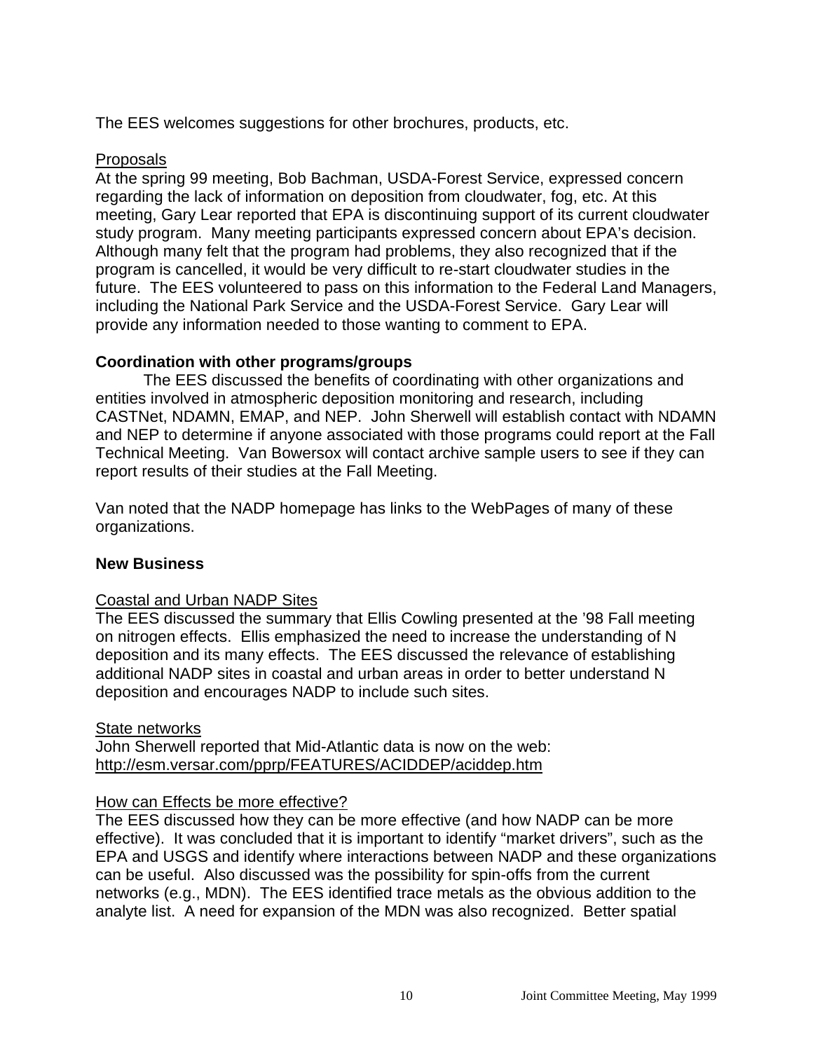The EES welcomes suggestions for other brochures, products, etc.

Proposals

At the spring 99 meeting, Bob Bachman, USDA-Forest Service, expressed concern regarding the lack of information on deposition from cloudwater, fog, etc. At this meeting, Gary Lear reported that EPA is discontinuing support of its current cloudwater study program. Many meeting participants expressed concern about EPA's decision. Although many felt that the program had problems, they also recognized that if the program is cancelled, it would be very difficult to re-start cloudwater studies in the future. The EES volunteered to pass on this information to the Federal Land Managers, including the National Park Service and the USDA-Forest Service. Gary Lear will provide any information needed to those wanting to comment to EPA.

**Coordination with other programs/groups**

The EES discussed the benefits of coordinating with other organizations and entities involved in atmospheric deposition monitoring and research, including CASTNet, NDAMN, EMAP, and NEP. John Sherwell will establish contact with NDAMN and NEP to determine if anyone associated with those programs could report at the Fall Technical Meeting. Van Bowersox will contact archive sample users to see if they can report results of their studies at the Fall Meeting.

Van noted that the NADP homepage has links to the WebPages of many of these organizations.

**New Business**

Coastal and Urban NADP Sites

The EES discussed the summary that Ellis Cowling presented at the '98 Fall meeting on nitrogen effects. Ellis emphasized the need to increase the understanding of N deposition and its many effects. The EES discussed the relevance of establishing additional NADP sites in coastal and urban areas in order to better understand N deposition and encourages NADP to include such sites.

State networks

John Sherwell reported that Mid-Atlantic data is now on the web: http://esm.versar.com/pprp/FEATURES/ACIDDEP/aciddep.htm

How can Effects be more effective?

The EES discussed how they can be more effective (and how NADP can be more effective). It was concluded that it is important to identify "market drivers", such as the EPA and USGS and identify where interactions between NADP and these organizations can be useful. Also discussed was the possibility for spin-offs from the current networks (e.g., MDN). The EES identified trace metals as the obvious addition to the analyte list. A need for expansion of the MDN was also recognized. Better spatial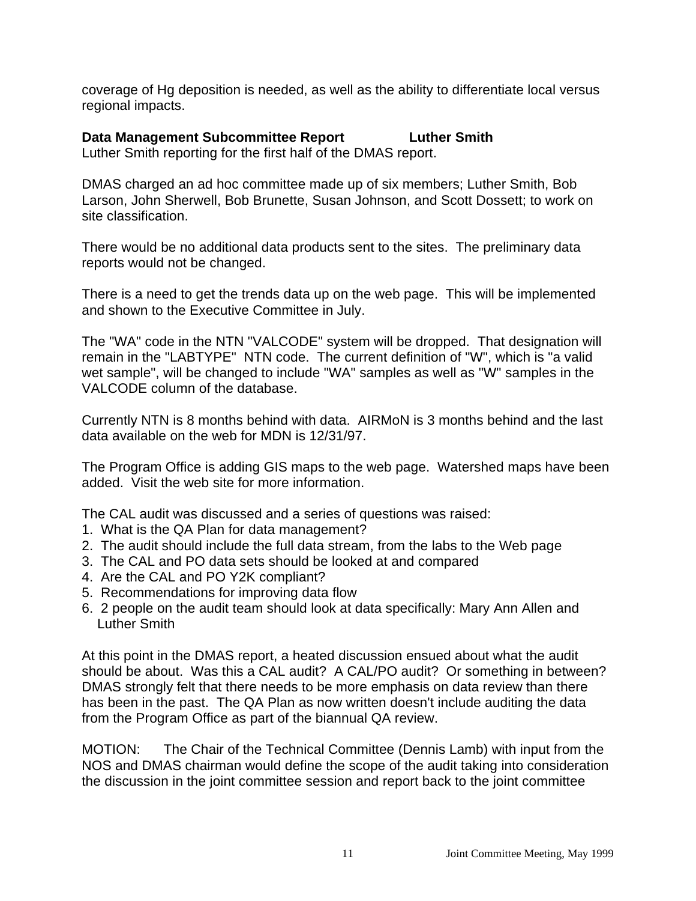coverage of Hg deposition is needed, as well as the ability to differentiate local versus regional impacts.

**Data Management Subcommittee Report Luther Smith**

Luther Smith reporting for the first half of the DMAS report.

DMAS charged an ad hoc committee made up of six members; Luther Smith, Bob Larson, John Sherwell, Bob Brunette, Susan Johnson, and Scott Dossett; to work on site classification.

There would be no additional data products sent to the sites. The preliminary data reports would not be changed.

There is a need to get the trends data up on the web page. This will be implemented and shown to the Executive Committee in July.

The "WA" code in the NTN "VALCODE" system will be dropped. That designation will remain in the "LABTYPE" NTN code. The current definition of "W", which is "a valid wet sample", will be changed to include "WA" samples as well as "W" samples in the VALCODE column of the database.

Currently NTN is 8 months behind with data. AIRMoN is 3 months behind and the last data available on the web for MDN is 12/31/97.

The Program Office is adding GIS maps to the web page. Watershed maps have been added. Visit the web site for more information.

The CAL audit was discussed and a series of questions was raised:

1. What is the QA Plan for data management?
2. The audit should include the full data stream, from the labs to the Web page
3. The CAL and PO data sets should be looked at and compared
4. Are the CAL and PO Y2K compliant?
5. Recommendations for improving data flow
6. 2 people on the audit team should look at data specifically: Mary Ann Allen and Luther Smith

At this point in the DMAS report, a heated discussion ensued about what the audit should be about. Was this a CAL audit? A CAL/PO audit? Or something in between? DMAS strongly felt that there needs to be more emphasis on data review than there has been in the past. The QA Plan as now written doesn't include auditing the data from the Program Office as part of the biannual QA review.

MOTION: The Chair of the Technical Committee (Dennis Lamb) with input from the NOS and DMAS chairman would define the scope of the audit taking into consideration the discussion in the joint committee session and report back to the joint committee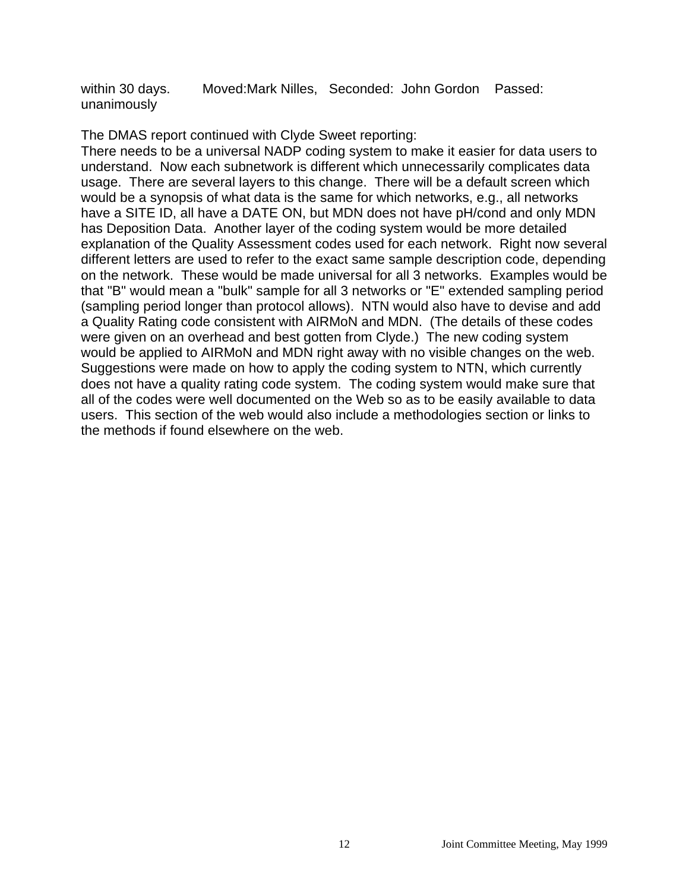within 30 days. Moved:Mark Nilles, Seconded: John Gordon Passed: unanimously

The DMAS report continued with Clyde Sweet reporting:
There needs to be a universal NADP coding system to make it easier for data users to understand. Now each subnetwork is different which unnecessarily complicates data usage. There are several layers to this change. There will be a default screen which would be a synopsis of what data is the same for which networks, e.g., all networks have a SITE ID, all have a DATE ON, but MDN does not have pH/cond and only MDN has Deposition Data. Another layer of the coding system would be more detailed explanation of the Quality Assessment codes used for each network. Right now several different letters are used to refer to the exact same sample description code, depending on the network. These would be made universal for all 3 networks. Examples would be that "B" would mean a "bulk" sample for all 3 networks or "E" extended sampling period (sampling period longer than protocol allows). NTN would also have to devise and add a Quality Rating code consistent with AIRMoN and MDN. (The details of these codes were given on an overhead and best gotten from Clyde.) The new coding system would be applied to AIRMoN and MDN right away with no visible changes on the web. Suggestions were made on how to apply the coding system to NTN, which currently does not have a quality rating code system. The coding system would make sure that all of the codes were well documented on the Web so as to be easily available to data users. This section of the web would also include a methodologies section or links to the methods if found elsewhere on the web.